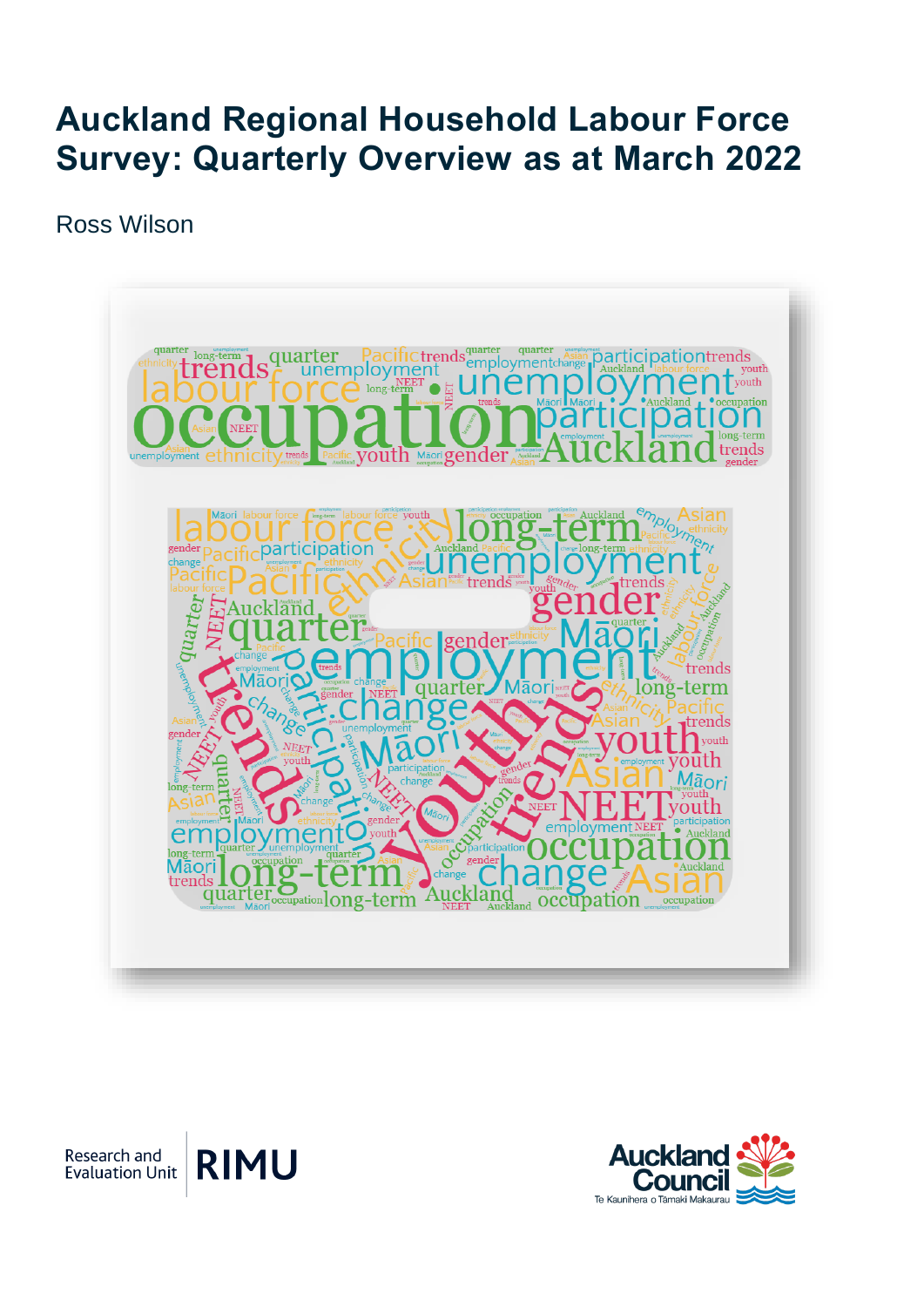# Auckland Regional Household Labour Force Survey: Quarterly Overview as at March 2022

Ross Wilson

Research and Evaluation Unit RIMU

Auckland Council
Te Kaunihera o Tāmaki Makaurau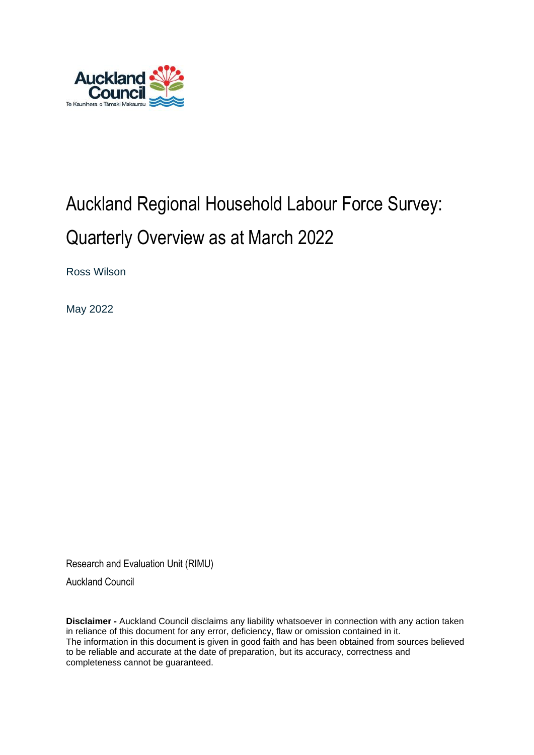# Auckland Regional Household Labour Force Survey: Quarterly Overview as at March 2022

Ross Wilson

May 2022

Research and Evaluation Unit (RIMU)

Auckland Council

**Disclaimer -** Auckland Council disclaims any liability whatsoever in connection with any action taken in reliance of this document for any error, deficiency, flaw or omission contained in it.
The information in this document is given in good faith and has been obtained from sources believed to be reliable and accurate at the date of preparation, but its accuracy, correctness and completeness cannot be guaranteed.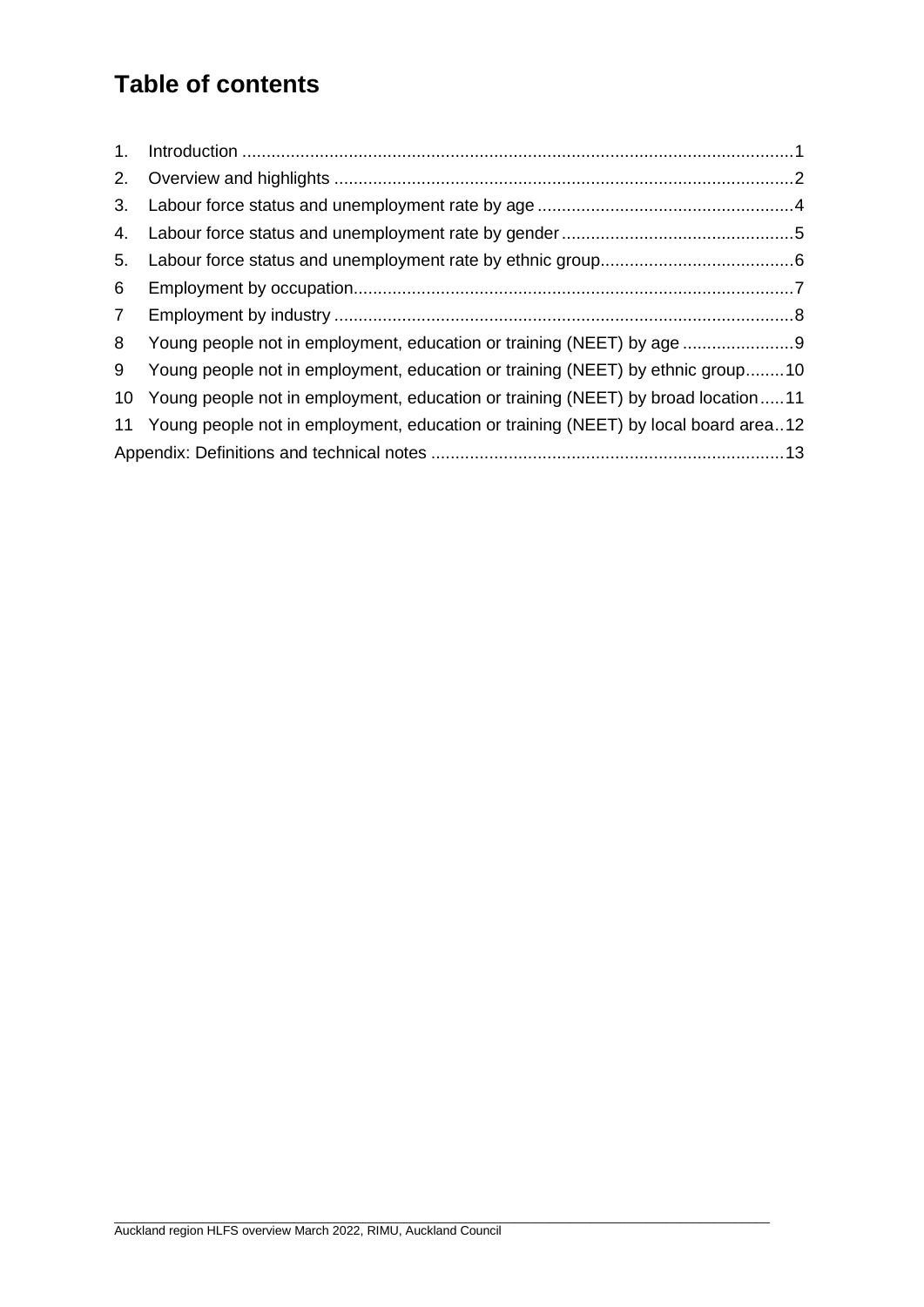# Table of contents

1. Introduction ......................................................................................................................1
2. Overview and highlights ...................................................................................................2
3. Labour force status and unemployment rate by age .......................................................4
4. Labour force status and unemployment rate by gender ..................................................5
5. Labour force status and unemployment rate by ethnic group..........................................6
6 Employment by occupation...............................................................................................7
7 Employment by industry ....................................................................................................8
8 Young people not in employment, education or training (NEET) by age ..........................9
9 Young people not in employment, education or training (NEET) by ethnic group.........10
10 Young people not in employment, education or training (NEET) by broad location......11
11 Young people not in employment, education or training (NEET) by local board area..12

Appendix: Definitions and technical notes ...........................................................................13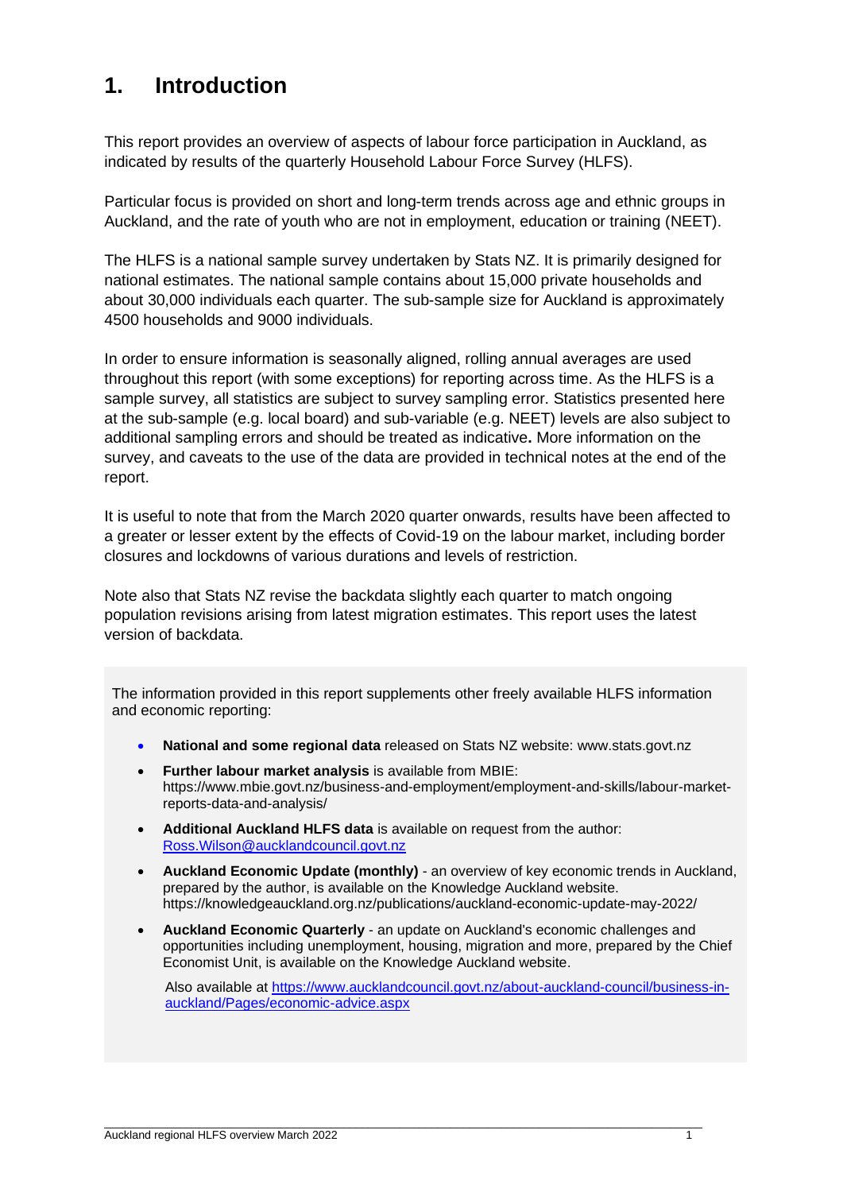# 1. Introduction

This report provides an overview of aspects of labour force participation in Auckland, as indicated by results of the quarterly Household Labour Force Survey (HLFS).

Particular focus is provided on short and long-term trends across age and ethnic groups in Auckland, and the rate of youth who are not in employment, education or training (NEET).

The HLFS is a national sample survey undertaken by Stats NZ. It is primarily designed for national estimates. The national sample contains about 15,000 private households and about 30,000 individuals each quarter. The sub-sample size for Auckland is approximately 4500 households and 9000 individuals.

In order to ensure information is seasonally aligned, rolling annual averages are used throughout this report (with some exceptions) for reporting across time. As the HLFS is a sample survey, all statistics are subject to survey sampling error. Statistics presented here at the sub-sample (e.g. local board) and sub-variable (e.g. NEET) levels are also subject to additional sampling errors and should be treated as indicative**.** More information on the survey, and caveats to the use of the data are provided in technical notes at the end of the report.

It is useful to note that from the March 2020 quarter onwards, results have been affected to a greater or lesser extent by the effects of Covid-19 on the labour market, including border closures and lockdowns of various durations and levels of restriction.

Note also that Stats NZ revise the backdata slightly each quarter to match ongoing population revisions arising from latest migration estimates. This report uses the latest version of backdata.

The information provided in this report supplements other freely available HLFS information and economic reporting:

- **National and some regional data** released on Stats NZ website: www.stats.govt.nz
- **Further labour market analysis** is available from MBIE: https://www.mbie.govt.nz/business-and-employment/employment-and-skills/labour-market-reports-data-and-analysis/
- **Additional Auckland HLFS data** is available on request from the author: [Ross.Wilson@aucklandcouncil.govt.nz](mailto:Ross.Wilson@aucklandcouncil.govt.nz)
- **Auckland Economic Update (monthly)** - an overview of key economic trends in Auckland, prepared by the author, is available on the Knowledge Auckland website. https://knowledgeauckland.org.nz/publications/auckland-economic-update-may-2022/
- **Auckland Economic Quarterly** - an update on Auckland's economic challenges and opportunities including unemployment, housing, migration and more, prepared by the Chief Economist Unit, is available on the Knowledge Auckland website.

  Also available at [https://www.aucklandcouncil.govt.nz/about-auckland-council/business-in-auckland/Pages/economic-advice.aspx](https://www.aucklandcouncil.govt.nz/about-auckland-council/business-in-auckland/Pages/economic-advice.aspx)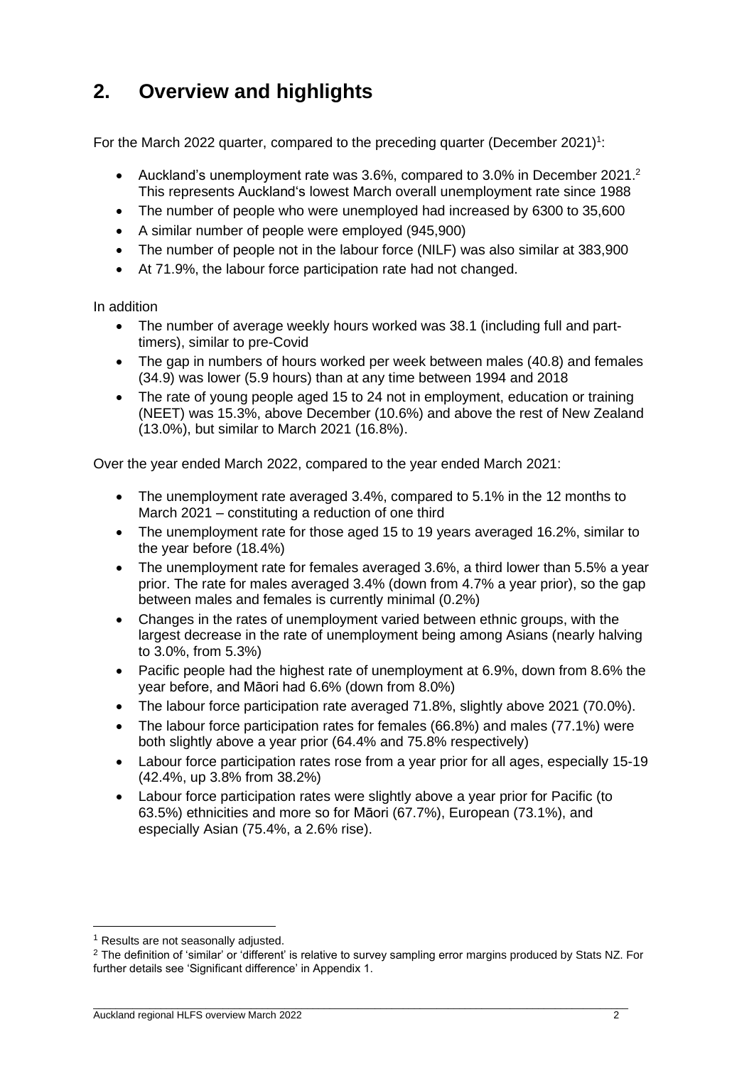## 2. Overview and highlights

For the March 2022 quarter, compared to the preceding quarter (December 2021)[1]:

- Auckland's unemployment rate was 3.6%, compared to 3.0% in December 2021.[2] This represents Auckland's lowest March overall unemployment rate since 1988
- The number of people who were unemployed had increased by 6300 to 35,600
- A similar number of people were employed (945,900)
- The number of people not in the labour force (NILF) was also similar at 383,900
- At 71.9%, the labour force participation rate had not changed.

In addition

- The number of average weekly hours worked was 38.1 (including full and part-timers), similar to pre-Covid
- The gap in numbers of hours worked per week between males (40.8) and females (34.9) was lower (5.9 hours) than at any time between 1994 and 2018
- The rate of young people aged 15 to 24 not in employment, education or training (NEET) was 15.3%, above December (10.6%) and above the rest of New Zealand (13.0%), but similar to March 2021 (16.8%).

Over the year ended March 2022, compared to the year ended March 2021:

- The unemployment rate averaged 3.4%, compared to 5.1% in the 12 months to March 2021 – constituting a reduction of one third
- The unemployment rate for those aged 15 to 19 years averaged 16.2%, similar to the year before (18.4%)
- The unemployment rate for females averaged 3.6%, a third lower than 5.5% a year prior. The rate for males averaged 3.4% (down from 4.7% a year prior), so the gap between males and females is currently minimal (0.2%)
- Changes in the rates of unemployment varied between ethnic groups, with the largest decrease in the rate of unemployment being among Asians (nearly halving to 3.0%, from 5.3%)
- Pacific people had the highest rate of unemployment at 6.9%, down from 8.6% the year before, and Māori had 6.6% (down from 8.0%)
- The labour force participation rate averaged 71.8%, slightly above 2021 (70.0%).
- The labour force participation rates for females (66.8%) and males (77.1%) were both slightly above a year prior (64.4% and 75.8% respectively)
- Labour force participation rates rose from a year prior for all ages, especially 15-19 (42.4%, up 3.8% from 38.2%)
- Labour force participation rates were slightly above a year prior for Pacific (to 63.5%) ethnicities and more so for Māori (67.7%), European (73.1%), and especially Asian (75.4%, a 2.6% rise).

---

[1] Results are not seasonally adjusted.

[2] The definition of 'similar' or 'different' is relative to survey sampling error margins produced by Stats NZ. For further details see 'Significant difference' in Appendix 1.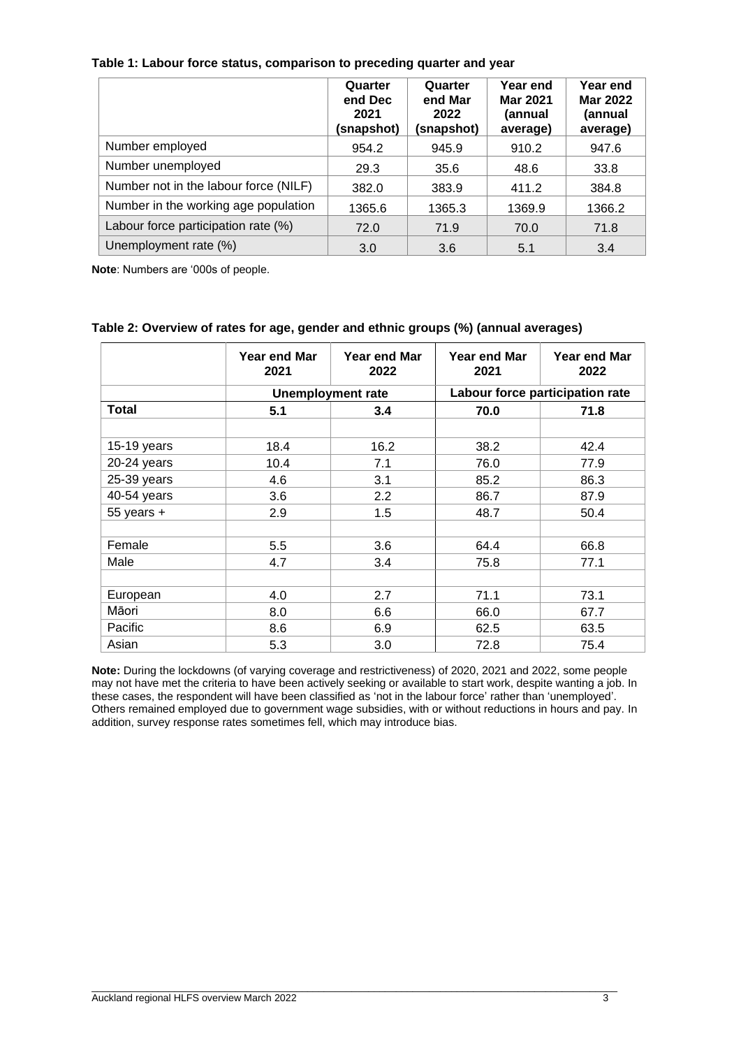**Table 1: Labour force status, comparison to preceding quarter and year**

| | Quarter end Dec 2021 (snapshot) | Quarter end Mar 2022 (snapshot) | Year end Mar 2021 (annual average) | Year end Mar 2022 (annual average) |
|---|---|---|---|---|
| Number employed | 954.2 | 945.9 | 910.2 | 947.6 |
| Number unemployed | 29.3 | 35.6 | 48.6 | 33.8 |
| Number not in the labour force (NILF) | 382.0 | 383.9 | 411.2 | 384.8 |
| Number in the working age population | 1365.6 | 1365.3 | 1369.9 | 1366.2 |
| Labour force participation rate (%) | 72.0 | 71.9 | 70.0 | 71.8 |
| Unemployment rate (%) | 3.0 | 3.6 | 5.1 | 3.4 |

**Note**: Numbers are '000s of people.

**Table 2: Overview of rates for age, gender and ethnic groups (%) (annual averages)**

| | Year end Mar 2021 | Year end Mar 2022 | Year end Mar 2021 | Year end Mar 2022 |
|---|---|---|---|---|
| | Unemployment rate | | Labour force participation rate | |
| **Total** | **5.1** | **3.4** | **70.0** | **71.8** |
| | | | | |
| 15-19 years | 18.4 | 16.2 | 38.2 | 42.4 |
| 20-24 years | 10.4 | 7.1 | 76.0 | 77.9 |
| 25-39 years | 4.6 | 3.1 | 85.2 | 86.3 |
| 40-54 years | 3.6 | 2.2 | 86.7 | 87.9 |
| 55 years + | 2.9 | 1.5 | 48.7 | 50.4 |
| | | | | |
| Female | 5.5 | 3.6 | 64.4 | 66.8 |
| Male | 4.7 | 3.4 | 75.8 | 77.1 |
| | | | | |
| European | 4.0 | 2.7 | 71.1 | 73.1 |
| Māori | 8.0 | 6.6 | 66.0 | 67.7 |
| Pacific | 8.6 | 6.9 | 62.5 | 63.5 |
| Asian | 5.3 | 3.0 | 72.8 | 75.4 |

**Note:** During the lockdowns (of varying coverage and restrictiveness) of 2020, 2021 and 2022, some people may not have met the criteria to have been actively seeking or available to start work, despite wanting a job. In these cases, the respondent will have been classified as 'not in the labour force' rather than 'unemployed'. Others remained employed due to government wage subsidies, with or without reductions in hours and pay. In addition, survey response rates sometimes fell, which may introduce bias.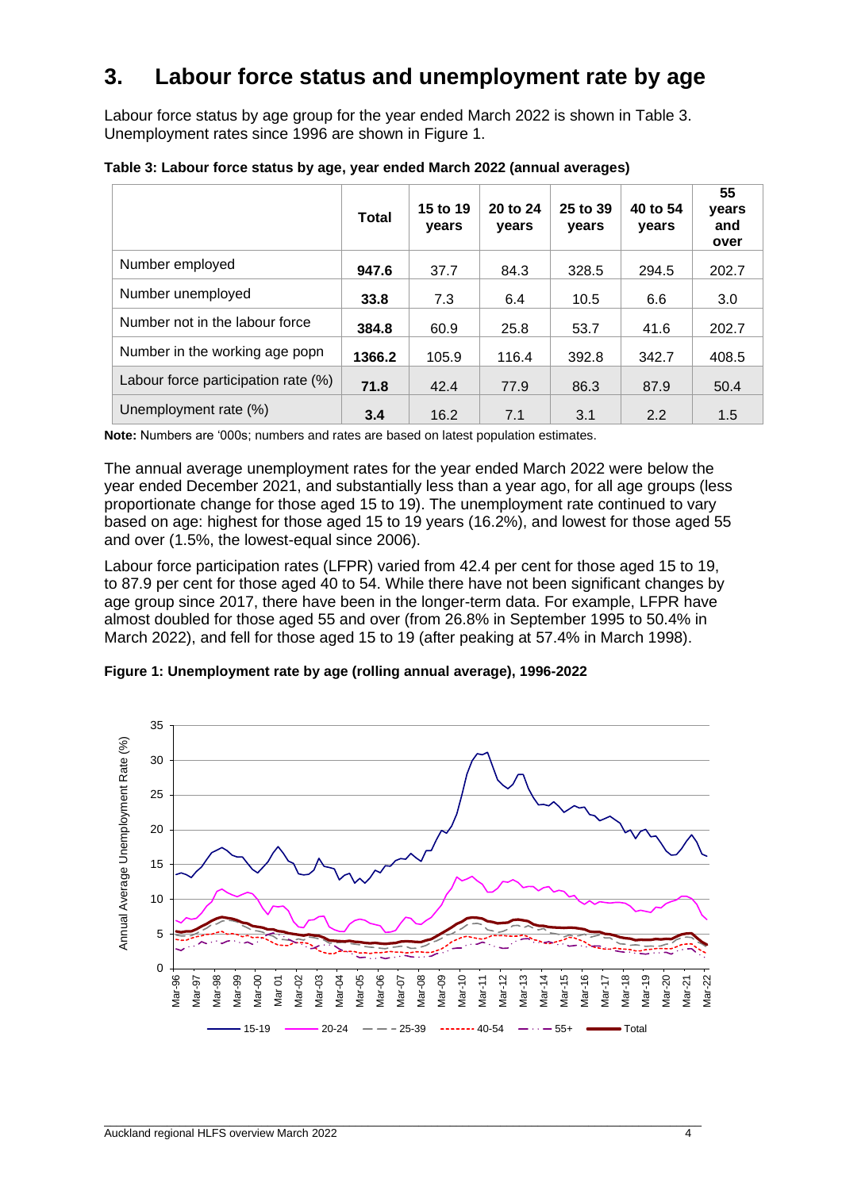# 3. Labour force status and unemployment rate by age

Labour force status by age group for the year ended March 2022 is shown in Table 3. Unemployment rates since 1996 are shown in Figure 1.

**Table 3: Labour force status by age, year ended March 2022 (annual averages)**

| | Total | 15 to 19 years | 20 to 24 years | 25 to 39 years | 40 to 54 years | 55 years and over |
|---|---|---|---|---|---|---|
| Number employed | **947.6** | 37.7 | 84.3 | 328.5 | 294.5 | 202.7 |
| Number unemployed | **33.8** | 7.3 | 6.4 | 10.5 | 6.6 | 3.0 |
| Number not in the labour force | **384.8** | 60.9 | 25.8 | 53.7 | 41.6 | 202.7 |
| Number in the working age popn | **1366.2** | 105.9 | 116.4 | 392.8 | 342.7 | 408.5 |
| Labour force participation rate (%) | **71.8** | 42.4 | 77.9 | 86.3 | 87.9 | 50.4 |
| Unemployment rate (%) | **3.4** | 16.2 | 7.1 | 3.1 | 2.2 | 1.5 |

**Note:** Numbers are '000s; numbers and rates are based on latest population estimates.

The annual average unemployment rates for the year ended March 2022 were below the year ended December 2021, and substantially less than a year ago, for all age groups (less proportionate change for those aged 15 to 19). The unemployment rate continued to vary based on age: highest for those aged 15 to 19 years (16.2%), and lowest for those aged 55 and over (1.5%, the lowest-equal since 2006).

Labour force participation rates (LFPR) varied from 42.4 per cent for those aged 15 to 19, to 87.9 per cent for those aged 40 to 54. While there have not been significant changes by age group since 2017, there have been in the longer-term data. For example, LFPR have almost doubled for those aged 55 and over (from 26.8% in September 1995 to 50.4% in March 2022), and fell for those aged 15 to 19 (after peaking at 57.4% in March 1998).

**Figure 1: Unemployment rate by age (rolling annual average), 1996-2022**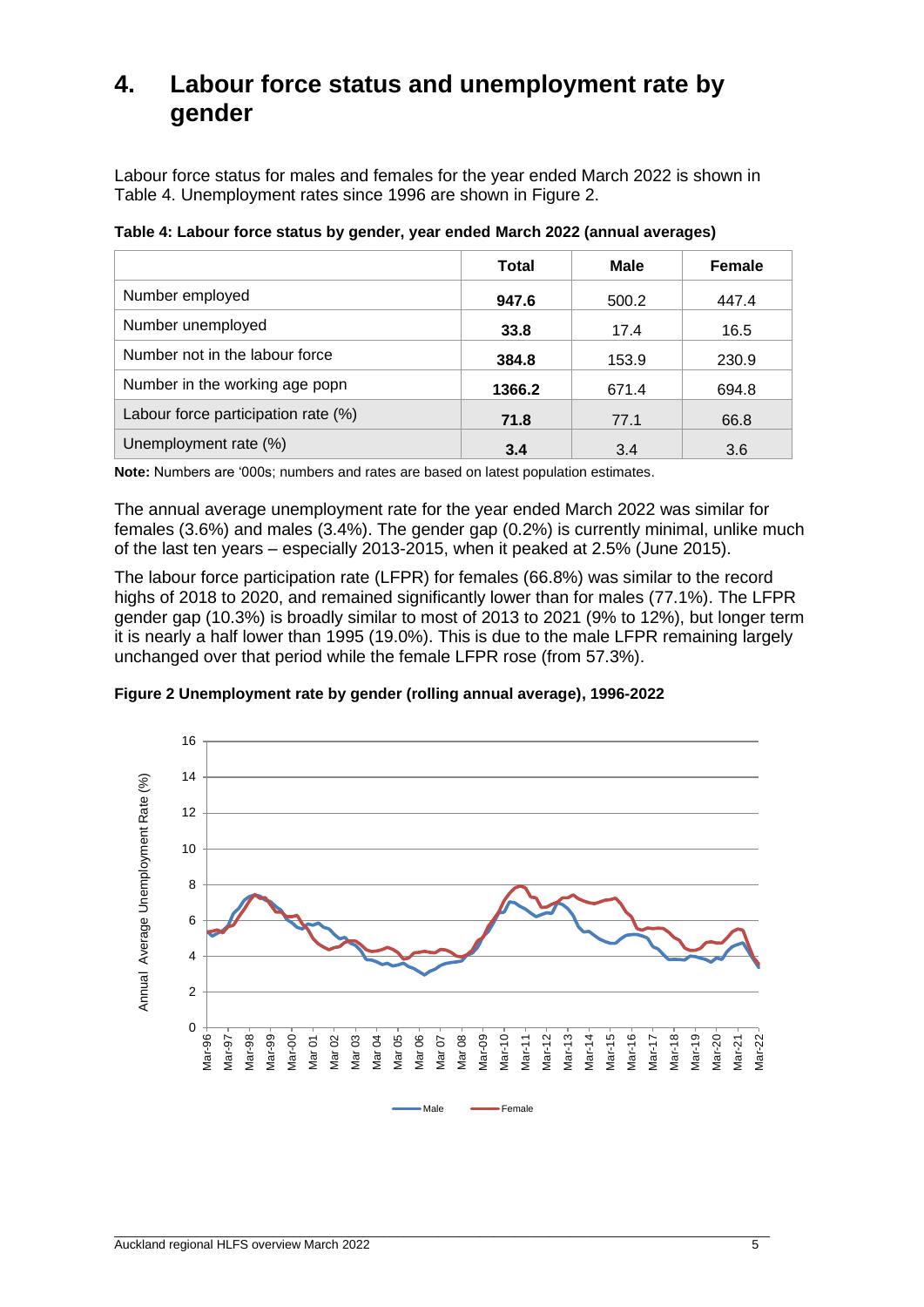# 4. Labour force status and unemployment rate by gender

Labour force status for males and females for the year ended March 2022 is shown in Table 4. Unemployment rates since 1996 are shown in Figure 2.

**Table 4: Labour force status by gender, year ended March 2022 (annual averages)**

| | Total | Male | Female |
|---|---|---|---|
| Number employed | **947.6** | 500.2 | 447.4 |
| Number unemployed | **33.8** | 17.4 | 16.5 |
| Number not in the labour force | **384.8** | 153.9 | 230.9 |
| Number in the working age popn | **1366.2** | 671.4 | 694.8 |
| Labour force participation rate (%) | **71.8** | 77.1 | 66.8 |
| Unemployment rate (%) | **3.4** | 3.4 | 3.6 |

**Note:** Numbers are '000s; numbers and rates are based on latest population estimates.

The annual average unemployment rate for the year ended March 2022 was similar for females (3.6%) and males (3.4%). The gender gap (0.2%) is currently minimal, unlike much of the last ten years – especially 2013-2015, when it peaked at 2.5% (June 2015).

The labour force participation rate (LFPR) for females (66.8%) was similar to the record highs of 2018 to 2020, and remained significantly lower than for males (77.1%). The LFPR gender gap (10.3%) is broadly similar to most of 2013 to 2021 (9% to 12%), but longer term it is nearly a half lower than 1995 (19.0%). This is due to the male LFPR remaining largely unchanged over that period while the female LFPR rose (from 57.3%).

**Figure 2 Unemployment rate by gender (rolling annual average), 1996-2022**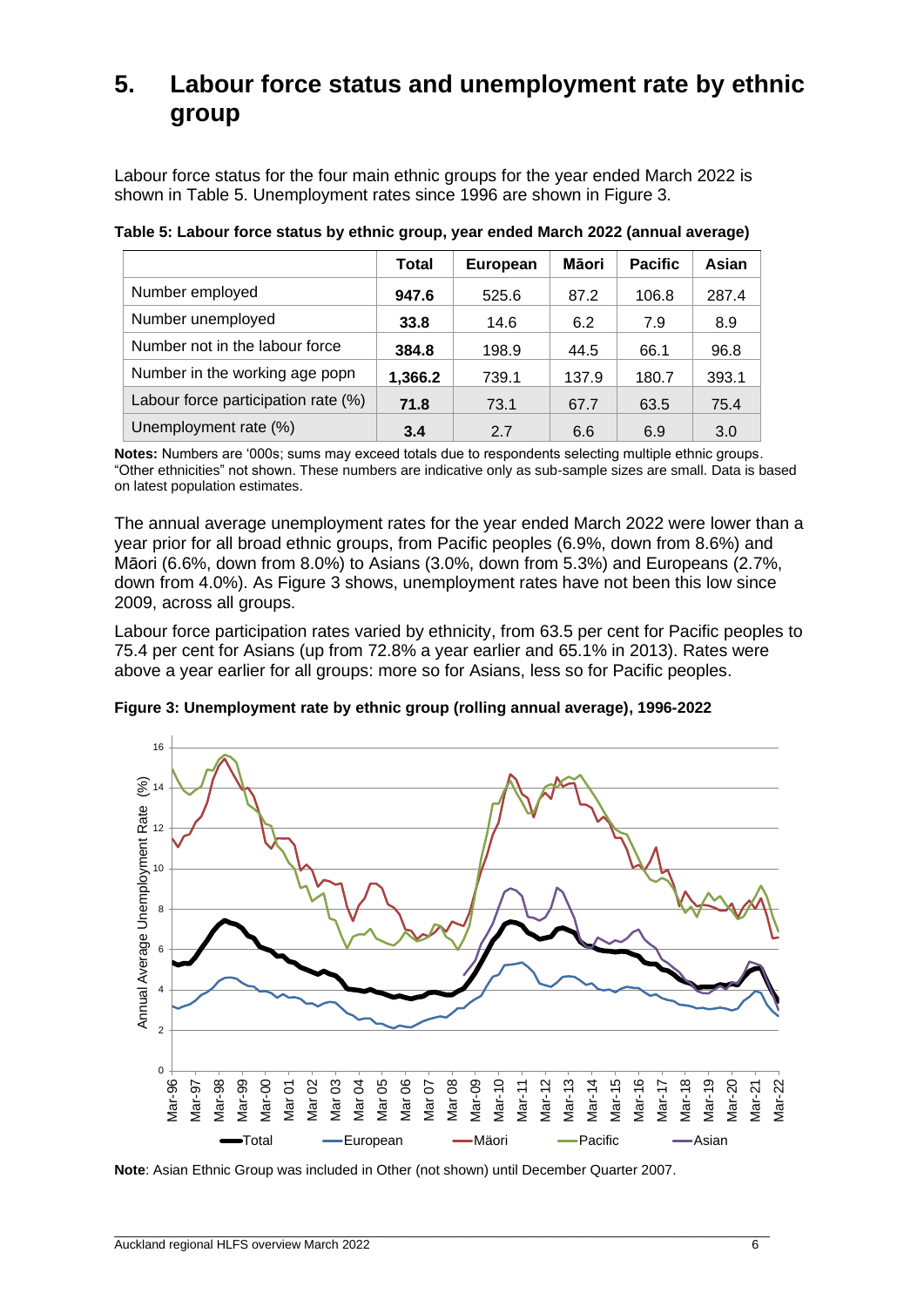# 5. Labour force status and unemployment rate by ethnic group

Labour force status for the four main ethnic groups for the year ended March 2022 is shown in Table 5. Unemployment rates since 1996 are shown in Figure 3.

**Table 5: Labour force status by ethnic group, year ended March 2022 (annual average)**

| | Total | European | Māori | Pacific | Asian |
|---|---|---|---|---|---|
| Number employed | **947.6** | 525.6 | 87.2 | 106.8 | 287.4 |
| Number unemployed | **33.8** | 14.6 | 6.2 | 7.9 | 8.9 |
| Number not in the labour force | **384.8** | 198.9 | 44.5 | 66.1 | 96.8 |
| Number in the working age popn | **1,366.2** | 739.1 | 137.9 | 180.7 | 393.1 |
| Labour force participation rate (%) | **71.8** | 73.1 | 67.7 | 63.5 | 75.4 |
| Unemployment rate (%) | **3.4** | 2.7 | 6.6 | 6.9 | 3.0 |

**Notes:** Numbers are '000s; sums may exceed totals due to respondents selecting multiple ethnic groups. "Other ethnicities" not shown. These numbers are indicative only as sub-sample sizes are small. Data is based on latest population estimates.

The annual average unemployment rates for the year ended March 2022 were lower than a year prior for all broad ethnic groups, from Pacific peoples (6.9%, down from 8.6%) and Māori (6.6%, down from 8.0%) to Asians (3.0%, down from 5.3%) and Europeans (2.7%, down from 4.0%). As Figure 3 shows, unemployment rates have not been this low since 2009, across all groups.

Labour force participation rates varied by ethnicity, from 63.5 per cent for Pacific peoples to 75.4 per cent for Asians (up from 72.8% a year earlier and 65.1% in 2013). Rates were above a year earlier for all groups: more so for Asians, less so for Pacific peoples.

**Figure 3: Unemployment rate by ethnic group (rolling annual average), 1996-2022**

**Note**: Asian Ethnic Group was included in Other (not shown) until December Quarter 2007.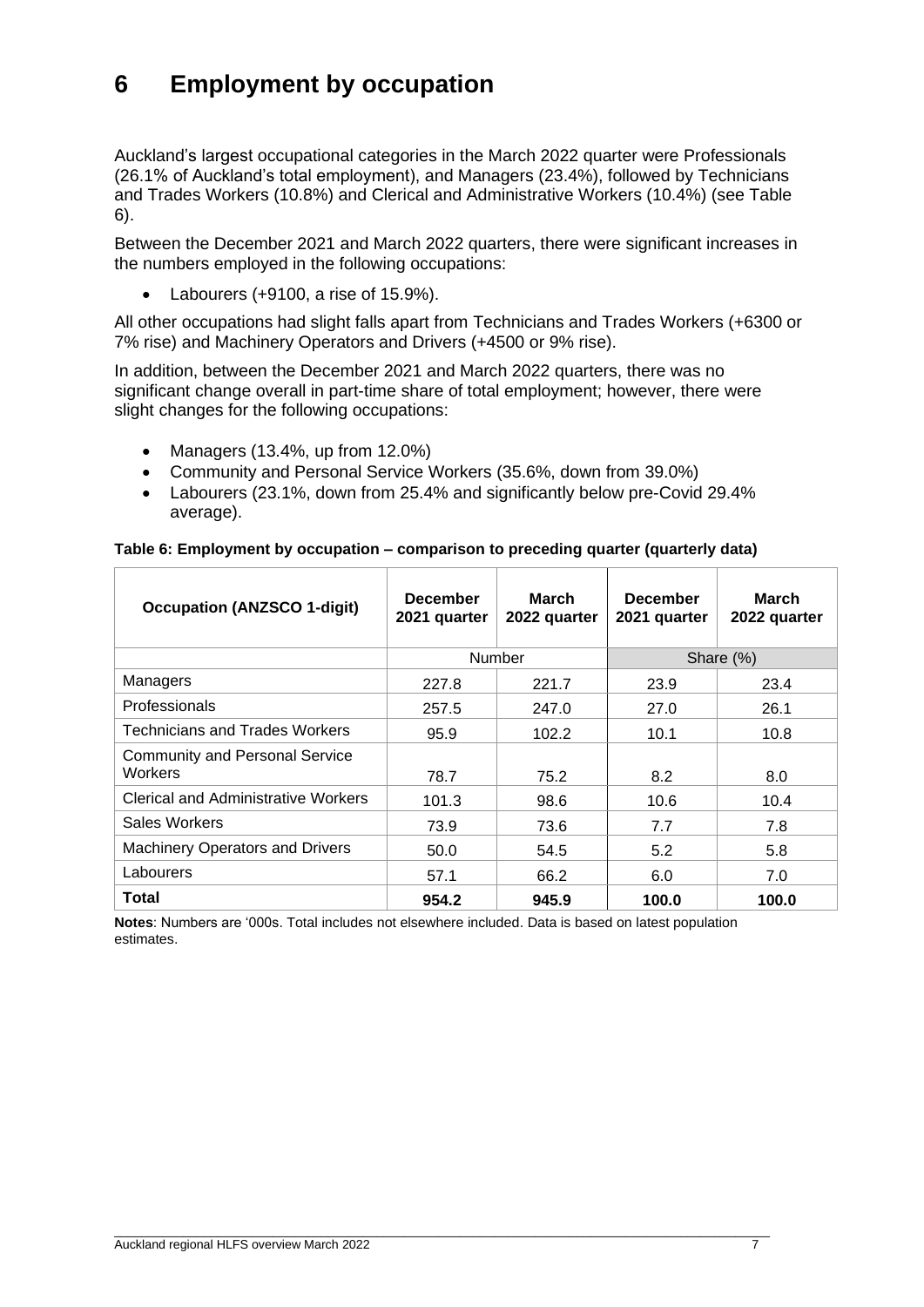# 6 Employment by occupation

Auckland's largest occupational categories in the March 2022 quarter were Professionals (26.1% of Auckland's total employment), and Managers (23.4%), followed by Technicians and Trades Workers (10.8%) and Clerical and Administrative Workers (10.4%) (see Table 6).

Between the December 2021 and March 2022 quarters, there were significant increases in the numbers employed in the following occupations:

- Labourers (+9100, a rise of 15.9%).

All other occupations had slight falls apart from Technicians and Trades Workers (+6300 or 7% rise) and Machinery Operators and Drivers (+4500 or 9% rise).

In addition, between the December 2021 and March 2022 quarters, there was no significant change overall in part-time share of total employment; however, there were slight changes for the following occupations:

- Managers (13.4%, up from 12.0%)
- Community and Personal Service Workers (35.6%, down from 39.0%)
- Labourers (23.1%, down from 25.4% and significantly below pre-Covid 29.4% average).

**Table 6: Employment by occupation – comparison to preceding quarter (quarterly data)**

| Occupation (ANZSCO 1-digit) | December 2021 quarter | March 2022 quarter | December 2021 quarter | March 2022 quarter |
|---|---|---|---|---|
| | Number | | Share (%) | |
| Managers | 227.8 | 221.7 | 23.9 | 23.4 |
| Professionals | 257.5 | 247.0 | 27.0 | 26.1 |
| Technicians and Trades Workers | 95.9 | 102.2 | 10.1 | 10.8 |
| Community and Personal Service Workers | 78.7 | 75.2 | 8.2 | 8.0 |
| Clerical and Administrative Workers | 101.3 | 98.6 | 10.6 | 10.4 |
| Sales Workers | 73.9 | 73.6 | 7.7 | 7.8 |
| Machinery Operators and Drivers | 50.0 | 54.5 | 5.2 | 5.8 |
| Labourers | 57.1 | 66.2 | 6.0 | 7.0 |
| **Total** | **954.2** | **945.9** | **100.0** | **100.0** |

**Notes**: Numbers are '000s. Total includes not elsewhere included. Data is based on latest population estimates.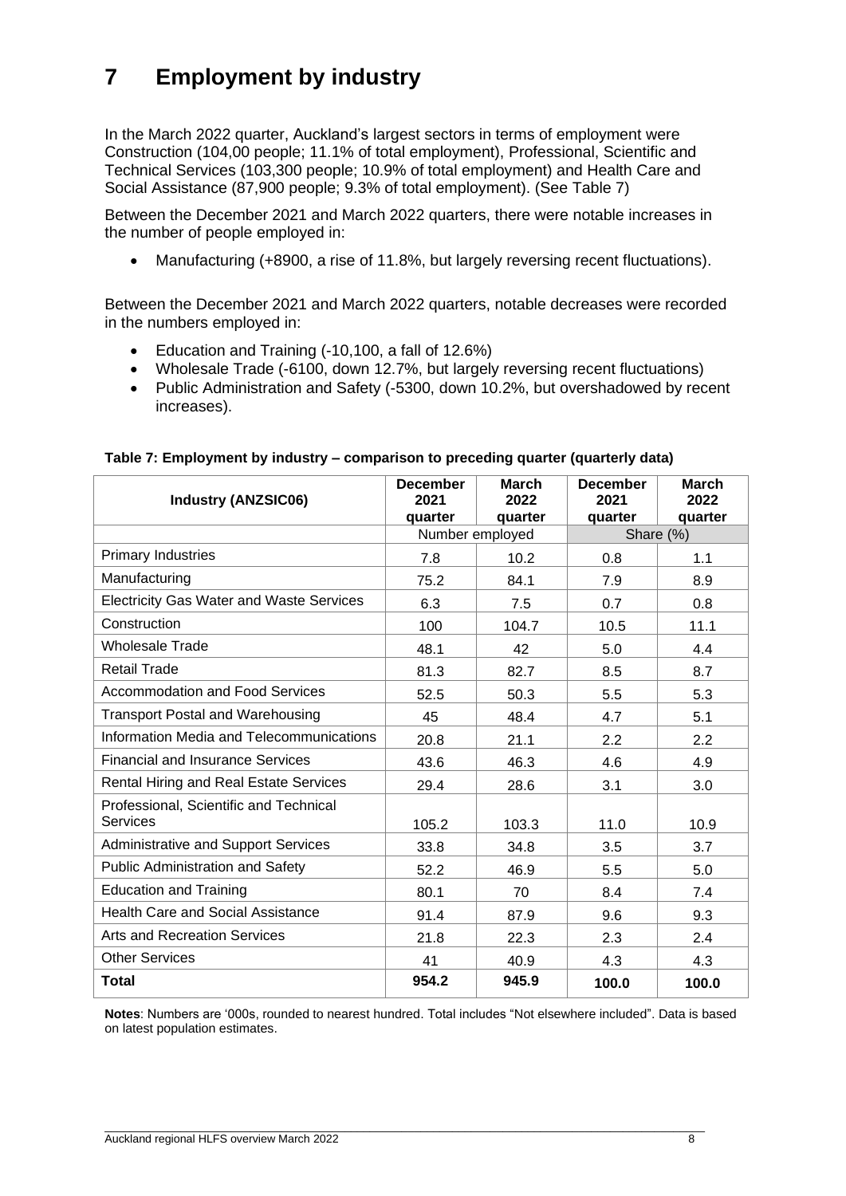# 7 Employment by industry

In the March 2022 quarter, Auckland's largest sectors in terms of employment were Construction (104,00 people; 11.1% of total employment), Professional, Scientific and Technical Services (103,300 people; 10.9% of total employment) and Health Care and Social Assistance (87,900 people; 9.3% of total employment). (See Table 7)

Between the December 2021 and March 2022 quarters, there were notable increases in the number of people employed in:

- Manufacturing (+8900, a rise of 11.8%, but largely reversing recent fluctuations).

Between the December 2021 and March 2022 quarters, notable decreases were recorded in the numbers employed in:

- Education and Training (-10,100, a fall of 12.6%)
- Wholesale Trade (-6100, down 12.7%, but largely reversing recent fluctuations)
- Public Administration and Safety (-5300, down 10.2%, but overshadowed by recent increases).

**Table 7: Employment by industry – comparison to preceding quarter (quarterly data)**

| Industry (ANZSIC06) | December 2021 quarter | March 2022 quarter | December 2021 quarter | March 2022 quarter |
|---|---|---|---|---|
| | Number employed | | Share (%) | |
| Primary Industries | 7.8 | 10.2 | 0.8 | 1.1 |
| Manufacturing | 75.2 | 84.1 | 7.9 | 8.9 |
| Electricity Gas Water and Waste Services | 6.3 | 7.5 | 0.7 | 0.8 |
| Construction | 100 | 104.7 | 10.5 | 11.1 |
| Wholesale Trade | 48.1 | 42 | 5.0 | 4.4 |
| Retail Trade | 81.3 | 82.7 | 8.5 | 8.7 |
| Accommodation and Food Services | 52.5 | 50.3 | 5.5 | 5.3 |
| Transport Postal and Warehousing | 45 | 48.4 | 4.7 | 5.1 |
| Information Media and Telecommunications | 20.8 | 21.1 | 2.2 | 2.2 |
| Financial and Insurance Services | 43.6 | 46.3 | 4.6 | 4.9 |
| Rental Hiring and Real Estate Services | 29.4 | 28.6 | 3.1 | 3.0 |
| Professional, Scientific and Technical Services | 105.2 | 103.3 | 11.0 | 10.9 |
| Administrative and Support Services | 33.8 | 34.8 | 3.5 | 3.7 |
| Public Administration and Safety | 52.2 | 46.9 | 5.5 | 5.0 |
| Education and Training | 80.1 | 70 | 8.4 | 7.4 |
| Health Care and Social Assistance | 91.4 | 87.9 | 9.6 | 9.3 |
| Arts and Recreation Services | 21.8 | 22.3 | 2.3 | 2.4 |
| Other Services | 41 | 40.9 | 4.3 | 4.3 |
| **Total** | **954.2** | **945.9** | **100.0** | **100.0** |

**Notes**: Numbers are '000s, rounded to nearest hundred. Total includes "Not elsewhere included". Data is based on latest population estimates.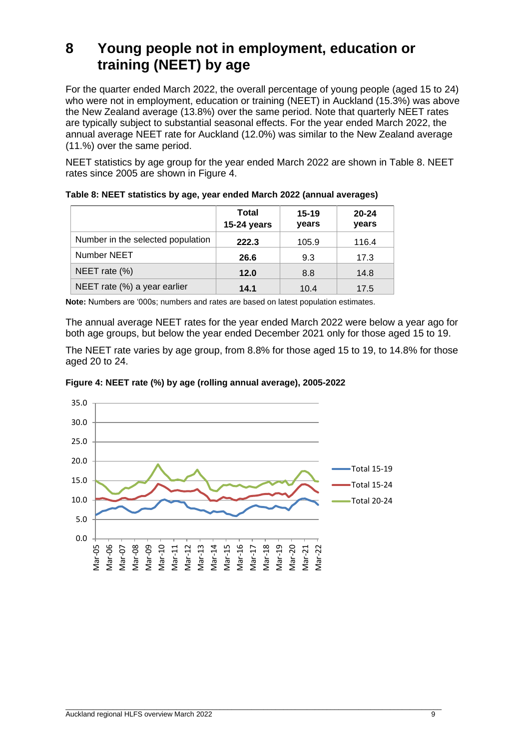# 8 Young people not in employment, education or training (NEET) by age

For the quarter ended March 2022, the overall percentage of young people (aged 15 to 24) who were not in employment, education or training (NEET) in Auckland (15.3%) was above the New Zealand average (13.8%) over the same period. Note that quarterly NEET rates are typically subject to substantial seasonal effects. For the year ended March 2022, the annual average NEET rate for Auckland (12.0%) was similar to the New Zealand average (11.%) over the same period.

NEET statistics by age group for the year ended March 2022 are shown in Table 8. NEET rates since 2005 are shown in Figure 4.

**Table 8: NEET statistics by age, year ended March 2022 (annual averages)**

| | Total 15-24 years | 15-19 years | 20-24 years |
|---|---|---|---|
| Number in the selected population | **222.3** | 105.9 | 116.4 |
| Number NEET | **26.6** | 9.3 | 17.3 |
| NEET rate (%) | **12.0** | 8.8 | 14.8 |
| NEET rate (%) a year earlier | **14.1** | 10.4 | 17.5 |

**Note:** Numbers are '000s; numbers and rates are based on latest population estimates.

The annual average NEET rates for the year ended March 2022 were below a year ago for both age groups, but below the year ended December 2021 only for those aged 15 to 19.

The NEET rate varies by age group, from 8.8% for those aged 15 to 19, to 14.8% for those aged 20 to 24.

**Figure 4: NEET rate (%) by age (rolling annual average), 2005-2022**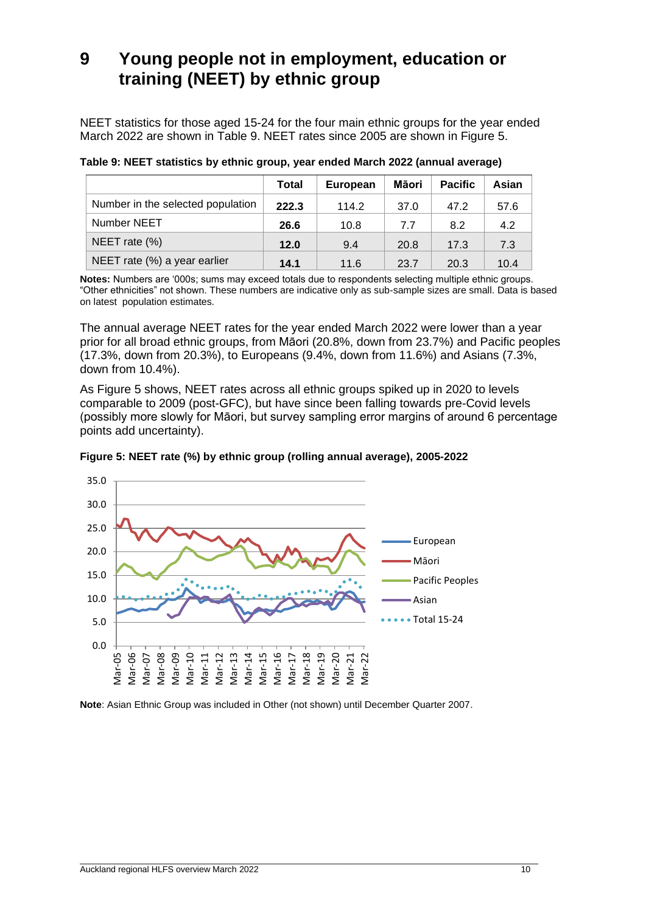# 9 Young people not in employment, education or training (NEET) by ethnic group

NEET statistics for those aged 15-24 for the four main ethnic groups for the year ended March 2022 are shown in Table 9. NEET rates since 2005 are shown in Figure 5.

**Table 9: NEET statistics by ethnic group, year ended March 2022 (annual average)**

| | Total | European | Māori | Pacific | Asian |
|---|---|---|---|---|---|
| Number in the selected population | **222.3** | 114.2 | 37.0 | 47.2 | 57.6 |
| Number NEET | **26.6** | 10.8 | 7.7 | 8.2 | 4.2 |
| NEET rate (%) | **12.0** | 9.4 | 20.8 | 17.3 | 7.3 |
| NEET rate (%) a year earlier | **14.1** | 11.6 | 23.7 | 20.3 | 10.4 |

**Notes:** Numbers are '000s; sums may exceed totals due to respondents selecting multiple ethnic groups. "Other ethnicities" not shown. These numbers are indicative only as sub-sample sizes are small. Data is based on latest population estimates.

The annual average NEET rates for the year ended March 2022 were lower than a year prior for all broad ethnic groups, from Māori (20.8%, down from 23.7%) and Pacific peoples (17.3%, down from 20.3%), to Europeans (9.4%, down from 11.6%) and Asians (7.3%, down from 10.4%).

As Figure 5 shows, NEET rates across all ethnic groups spiked up in 2020 to levels comparable to 2009 (post-GFC), but have since been falling towards pre-Covid levels (possibly more slowly for Māori, but survey sampling error margins of around 6 percentage points add uncertainty).

**Figure 5: NEET rate (%) by ethnic group (rolling annual average), 2005-2022**

**Note**: Asian Ethnic Group was included in Other (not shown) until December Quarter 2007.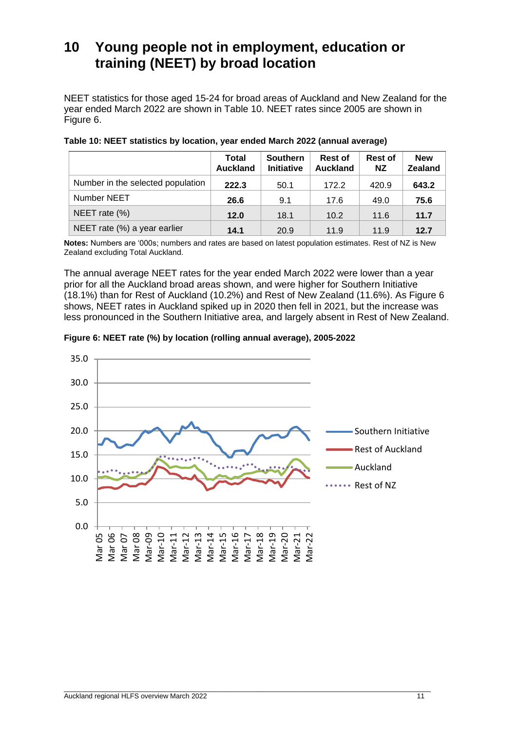# 10 Young people not in employment, education or training (NEET) by broad location

NEET statistics for those aged 15-24 for broad areas of Auckland and New Zealand for the year ended March 2022 are shown in Table 10. NEET rates since 2005 are shown in Figure 6.

**Table 10: NEET statistics by location, year ended March 2022 (annual average)**

| | Total Auckland | Southern Initiative | Rest of Auckland | Rest of NZ | New Zealand |
|---|---|---|---|---|---|
| Number in the selected population | **222.3** | 50.1 | 172.2 | 420.9 | **643.2** |
| Number NEET | **26.6** | 9.1 | 17.6 | 49.0 | **75.6** |
| NEET rate (%) | **12.0** | 18.1 | 10.2 | 11.6 | **11.7** |
| NEET rate (%) a year earlier | **14.1** | 20.9 | 11.9 | 11.9 | **12.7** |

**Notes:** Numbers are '000s; numbers and rates are based on latest population estimates. Rest of NZ is New Zealand excluding Total Auckland.

The annual average NEET rates for the year ended March 2022 were lower than a year prior for all the Auckland broad areas shown, and were higher for Southern Initiative (18.1%) than for Rest of Auckland (10.2%) and Rest of New Zealand (11.6%). As Figure 6 shows, NEET rates in Auckland spiked up in 2020 then fell in 2021, but the increase was less pronounced in the Southern Initiative area, and largely absent in Rest of New Zealand.

**Figure 6: NEET rate (%) by location (rolling annual average), 2005-2022**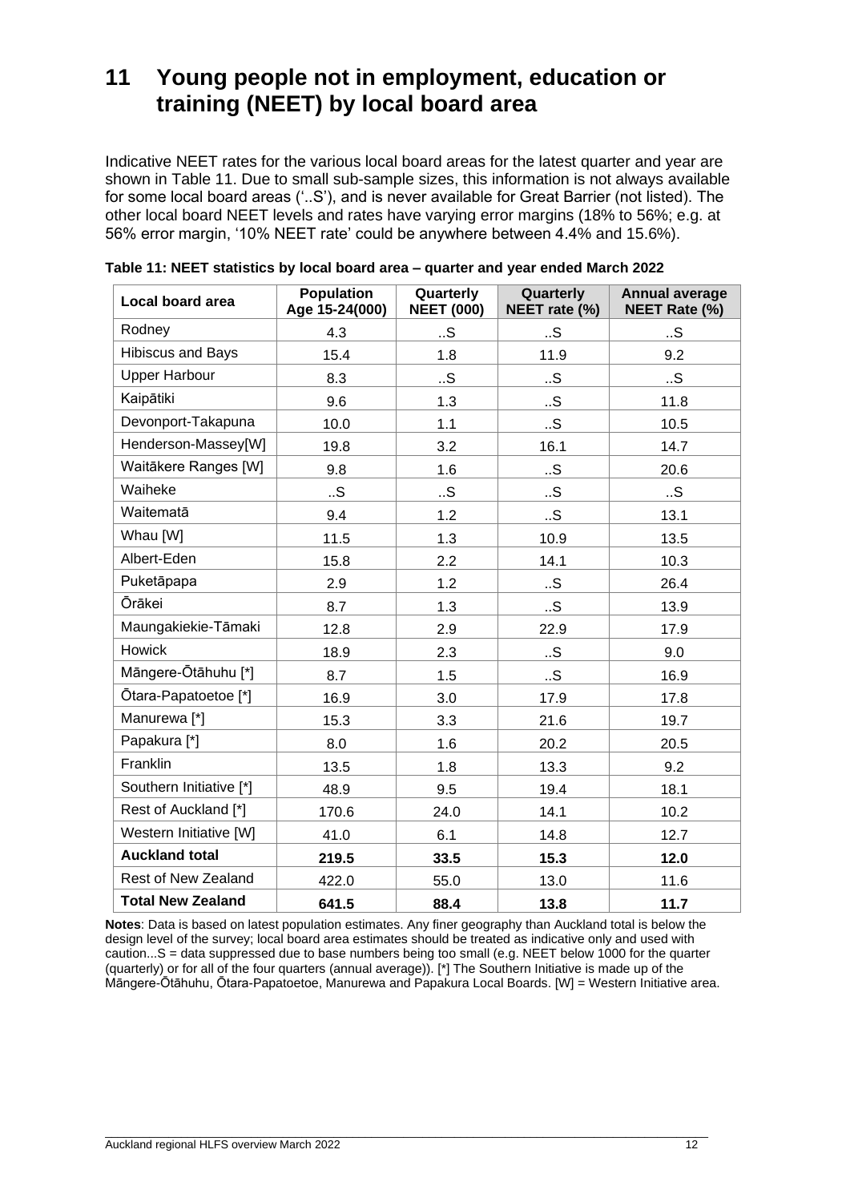# 11 Young people not in employment, education or training (NEET) by local board area

Indicative NEET rates for the various local board areas for the latest quarter and year are shown in Table 11. Due to small sub-sample sizes, this information is not always available for some local board areas ('..S'), and is never available for Great Barrier (not listed). The other local board NEET levels and rates have varying error margins (18% to 56%; e.g. at 56% error margin, '10% NEET rate' could be anywhere between 4.4% and 15.6%).

**Table 11: NEET statistics by local board area – quarter and year ended March 2022**

| Local board area | Population Age 15-24(000) | Quarterly NEET (000) | Quarterly NEET rate (%) | Annual average NEET Rate (%) |
|---|---|---|---|---|
| Rodney | 4.3 | ..S | ..S | ..S |
| Hibiscus and Bays | 15.4 | 1.8 | 11.9 | 9.2 |
| Upper Harbour | 8.3 | ..S | ..S | ..S |
| Kaipātiki | 9.6 | 1.3 | ..S | 11.8 |
| Devonport-Takapuna | 10.0 | 1.1 | ..S | 10.5 |
| Henderson-Massey[W] | 19.8 | 3.2 | 16.1 | 14.7 |
| Waitākere Ranges [W] | 9.8 | 1.6 | ..S | 20.6 |
| Waiheke | ..S | ..S | ..S | ..S |
| Waitematā | 9.4 | 1.2 | ..S | 13.1 |
| Whau [W] | 11.5 | 1.3 | 10.9 | 13.5 |
| Albert-Eden | 15.8 | 2.2 | 14.1 | 10.3 |
| Puketāpapa | 2.9 | 1.2 | ..S | 26.4 |
| Ōrākei | 8.7 | 1.3 | ..S | 13.9 |
| Maungakiekie-Tāmaki | 12.8 | 2.9 | 22.9 | 17.9 |
| Howick | 18.9 | 2.3 | ..S | 9.0 |
| Māngere-Ōtāhuhu [*] | 8.7 | 1.5 | ..S | 16.9 |
| Ōtara-Papatoetoe [*] | 16.9 | 3.0 | 17.9 | 17.8 |
| Manurewa [*] | 15.3 | 3.3 | 21.6 | 19.7 |
| Papakura [*] | 8.0 | 1.6 | 20.2 | 20.5 |
| Franklin | 13.5 | 1.8 | 13.3 | 9.2 |
| Southern Initiative [*] | 48.9 | 9.5 | 19.4 | 18.1 |
| Rest of Auckland [*] | 170.6 | 24.0 | 14.1 | 10.2 |
| Western Initiative [W] | 41.0 | 6.1 | 14.8 | 12.7 |
| **Auckland total** | **219.5** | **33.5** | **15.3** | **12.0** |
| Rest of New Zealand | 422.0 | 55.0 | 13.0 | 11.6 |
| **Total New Zealand** | **641.5** | **88.4** | **13.8** | **11.7** |

**Notes**: Data is based on latest population estimates. Any finer geography than Auckland total is below the design level of the survey; local board area estimates should be treated as indicative only and used with caution...S = data suppressed due to base numbers being too small (e.g. NEET below 1000 for the quarter (quarterly) or for all of the four quarters (annual average)). [*] The Southern Initiative is made up of the Māngere-Ōtāhuhu, Ōtara-Papatoetoe, Manurewa and Papakura Local Boards. [W] = Western Initiative area.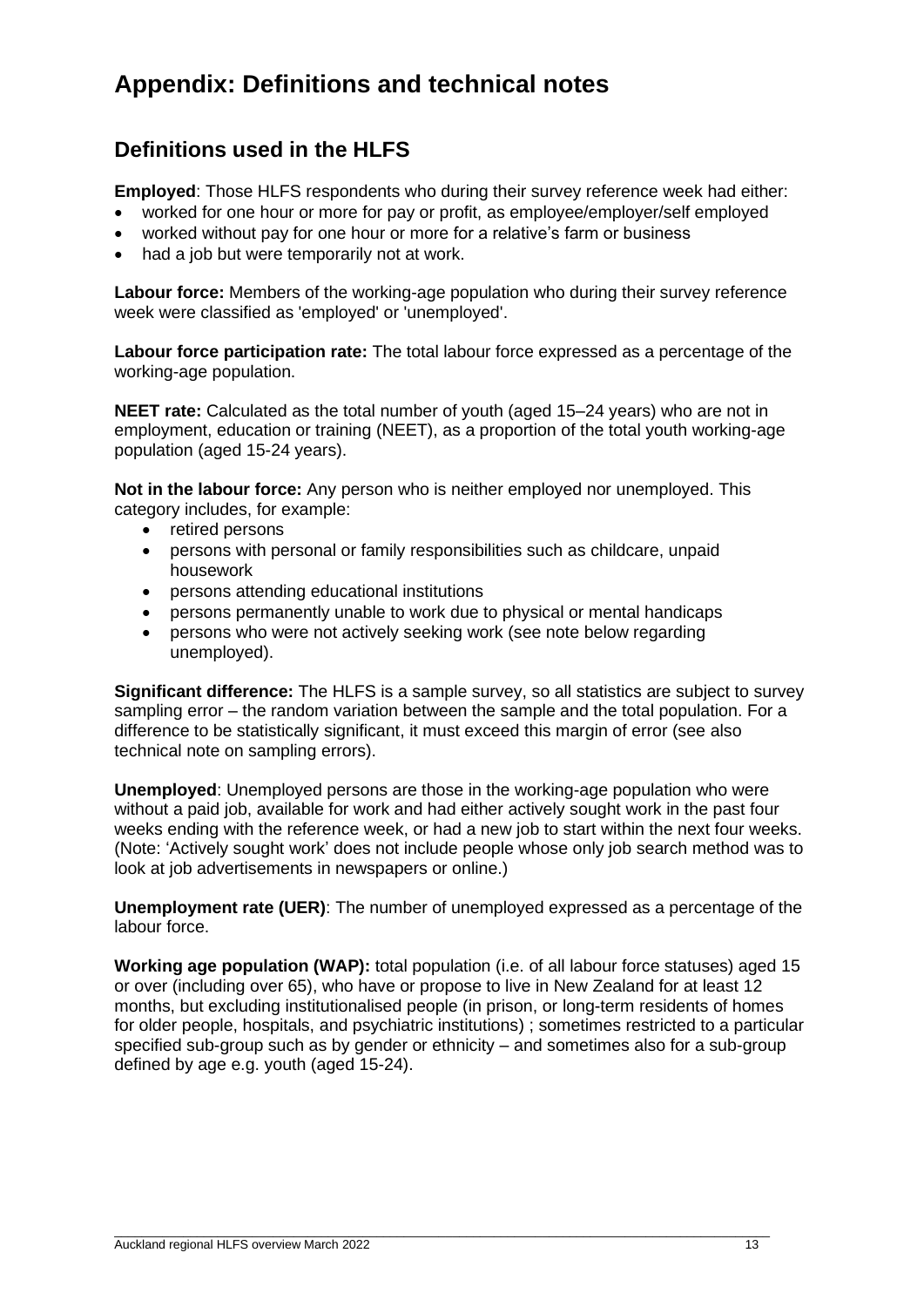# Appendix: Definitions and technical notes

## Definitions used in the HLFS

**Employed**: Those HLFS respondents who during their survey reference week had either:

- worked for one hour or more for pay or profit, as employee/employer/self employed
- worked without pay for one hour or more for a relative's farm or business
- had a job but were temporarily not at work.

**Labour force:** Members of the working-age population who during their survey reference week were classified as 'employed' or 'unemployed'.

**Labour force participation rate:** The total labour force expressed as a percentage of the working-age population.

**NEET rate:** Calculated as the total number of youth (aged 15–24 years) who are not in employment, education or training (NEET), as a proportion of the total youth working-age population (aged 15-24 years).

**Not in the labour force:** Any person who is neither employed nor unemployed. This category includes, for example:

- retired persons
- persons with personal or family responsibilities such as childcare, unpaid housework
- persons attending educational institutions
- persons permanently unable to work due to physical or mental handicaps
- persons who were not actively seeking work (see note below regarding unemployed).

**Significant difference:** The HLFS is a sample survey, so all statistics are subject to survey sampling error – the random variation between the sample and the total population. For a difference to be statistically significant, it must exceed this margin of error (see also technical note on sampling errors).

**Unemployed**: Unemployed persons are those in the working-age population who were without a paid job, available for work and had either actively sought work in the past four weeks ending with the reference week, or had a new job to start within the next four weeks. (Note: 'Actively sought work' does not include people whose only job search method was to look at job advertisements in newspapers or online.)

**Unemployment rate (UER)**: The number of unemployed expressed as a percentage of the labour force.

**Working age population (WAP):** total population (i.e. of all labour force statuses) aged 15 or over (including over 65), who have or propose to live in New Zealand for at least 12 months, but excluding institutionalised people (in prison, or long-term residents of homes for older people, hospitals, and psychiatric institutions) ; sometimes restricted to a particular specified sub-group such as by gender or ethnicity – and sometimes also for a sub-group defined by age e.g. youth (aged 15-24).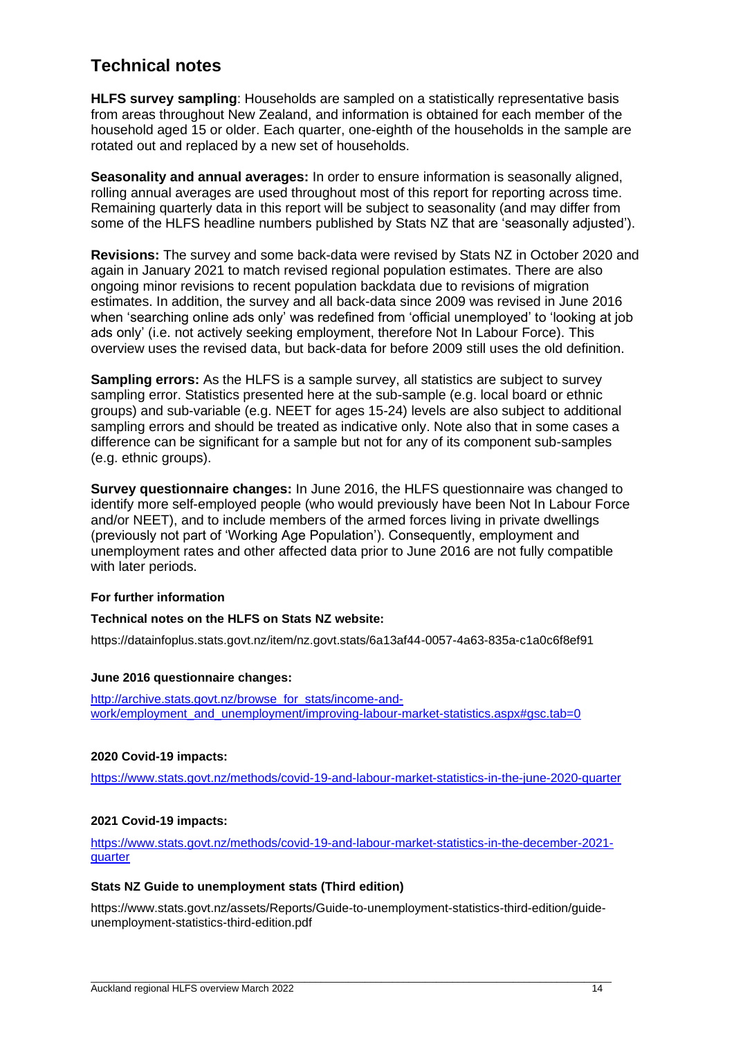## Technical notes

**HLFS survey sampling**: Households are sampled on a statistically representative basis from areas throughout New Zealand, and information is obtained for each member of the household aged 15 or older. Each quarter, one-eighth of the households in the sample are rotated out and replaced by a new set of households.

**Seasonality and annual averages:** In order to ensure information is seasonally aligned, rolling annual averages are used throughout most of this report for reporting across time. Remaining quarterly data in this report will be subject to seasonality (and may differ from some of the HLFS headline numbers published by Stats NZ that are 'seasonally adjusted').

**Revisions:** The survey and some back-data were revised by Stats NZ in October 2020 and again in January 2021 to match revised regional population estimates. There are also ongoing minor revisions to recent population backdata due to revisions of migration estimates. In addition, the survey and all back-data since 2009 was revised in June 2016 when 'searching online ads only' was redefined from 'official unemployed' to 'looking at job ads only' (i.e. not actively seeking employment, therefore Not In Labour Force). This overview uses the revised data, but back-data for before 2009 still uses the old definition.

**Sampling errors:** As the HLFS is a sample survey, all statistics are subject to survey sampling error. Statistics presented here at the sub-sample (e.g. local board or ethnic groups) and sub-variable (e.g. NEET for ages 15-24) levels are also subject to additional sampling errors and should be treated as indicative only. Note also that in some cases a difference can be significant for a sample but not for any of its component sub-samples (e.g. ethnic groups).

**Survey questionnaire changes:** In June 2016, the HLFS questionnaire was changed to identify more self-employed people (who would previously have been Not In Labour Force and/or NEET), and to include members of the armed forces living in private dwellings (previously not part of 'Working Age Population'). Consequently, employment and unemployment rates and other affected data prior to June 2016 are not fully compatible with later periods.

#### For further information

**Technical notes on the HLFS on Stats NZ website:**

https://datainfoplus.stats.govt.nz/item/nz.govt.stats/6a13af44-0057-4a63-835a-c1a0c6f8ef91

**June 2016 questionnaire changes:**

http://archive.stats.govt.nz/browse_for_stats/income-and-work/employment_and_unemployment/improving-labour-market-statistics.aspx#gsc.tab=0

**2020 Covid-19 impacts:**

https://www.stats.govt.nz/methods/covid-19-and-labour-market-statistics-in-the-june-2020-quarter

**2021 Covid-19 impacts:**

https://www.stats.govt.nz/methods/covid-19-and-labour-market-statistics-in-the-december-2021-quarter

**Stats NZ Guide to unemployment stats (Third edition)**

https://www.stats.govt.nz/assets/Reports/Guide-to-unemployment-statistics-third-edition/guide-unemployment-statistics-third-edition.pdf